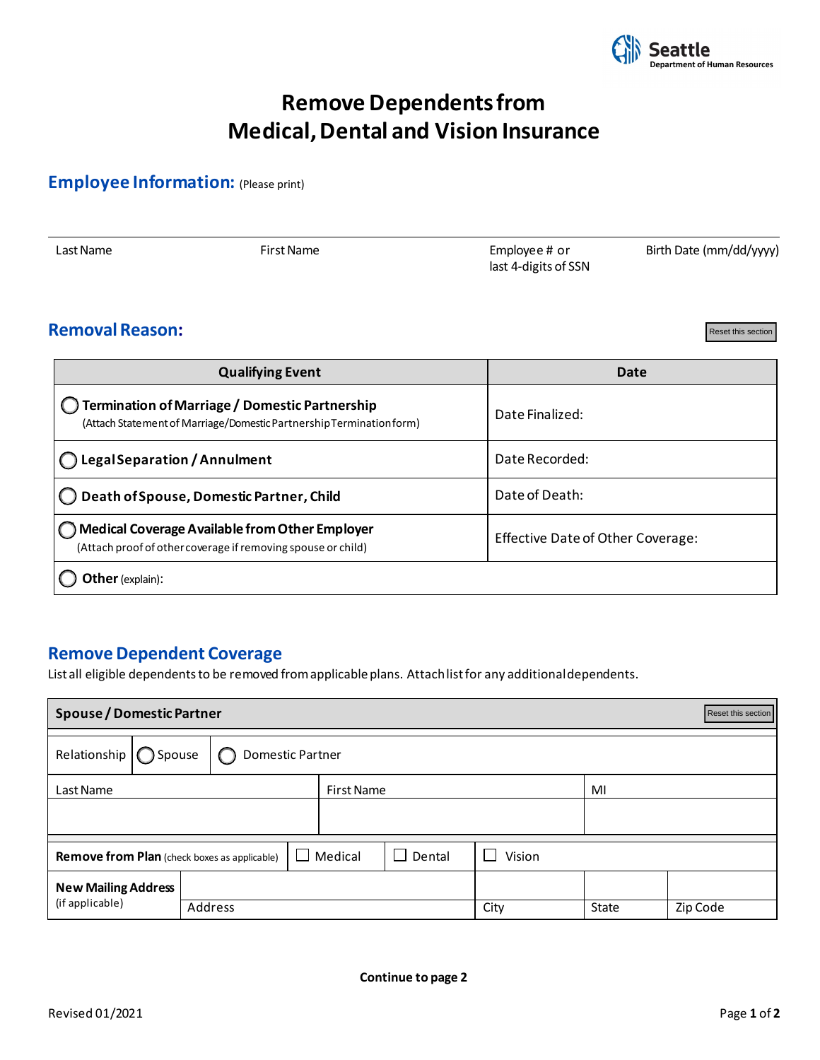Seattle
Department of Human Resources

# Remove Dependents from Medical, Dental and Vision Insurance

## Employee Information: (Please print)

| Last Name | First Name | Employee # or last 4-digits of SSN | Birth Date (mm/dd/yyyy) |
|---|---|---|---|
| | | | |

## Removal Reason:

Reset this section

| Qualifying Event | Date |
|---|---|
| ◯ **Termination of Marriage / Domestic Partnership** (Attach Statement of Marriage/Domestic Partnership Termination form) | Date Finalized: |
| ◯ **Legal Separation / Annulment** | Date Recorded: |
| ◯ **Death of Spouse, Domestic Partner, Child** | Date of Death: |
| ◯ **Medical Coverage Available from Other Employer** (Attach proof of other coverage if removing spouse or child) | Effective Date of Other Coverage: |
| ◯ **Other** (explain): | |

## Remove Dependent Coverage

List all eligible dependents to be removed from applicable plans. Attach list for any additional dependents.

| **Spouse / Domestic Partner** | | | | | Reset this section |
|---|---|---|---|---|---|
| Relationship | ◯ Spouse | ◯ Domestic Partner | | | |
| Last Name | | First Name | | MI | |
| | | | | | |
| **Remove from Plan** (check boxes as applicable) | | ☐ Medical | ☐ Dental | ☐ Vision | |
| **New Mailing Address** (if applicable) | Address | | City | State | Zip Code |

**Continue to page 2**

Revised 01/2021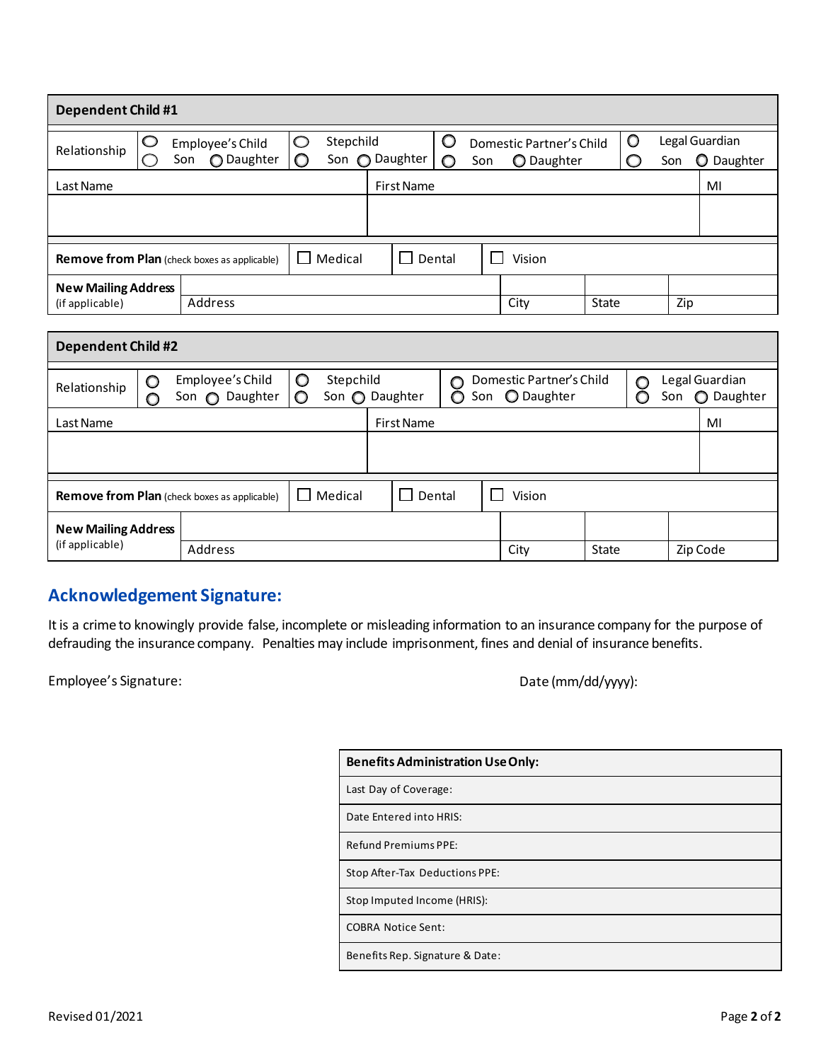| Dependent Child #1 | | | | |
|---|---|---|---|---|
| Relationship | ○ Employee's Child ○ Son ○ Daughter | ○ Stepchild ○ Son ○ Daughter | ○ Domestic Partner's Child ○ Son ○ Daughter | ○ Legal Guardian ○ Son ○ Daughter |

| Last Name | First Name | MI |
|---|---|---|
| | | |

| Remove from Plan (check boxes as applicable) | ☐ Medical | ☐ Dental | ☐ Vision |
|---|---|---|---|

| New Mailing Address (if applicable) | Address | City | State | Zip |
|---|---|---|---|---|

| Dependent Child #2 | | | | |
|---|---|---|---|---|
| Relationship | ○ Employee's Child ○ Son ○ Daughter | ○ Stepchild ○ Son ○ Daughter | ○ Domestic Partner's Child ○ Son ○ Daughter | ○ Legal Guardian ○ Son ○ Daughter |

| Last Name | First Name | MI |
|---|---|---|
| | | |

| Remove from Plan (check boxes as applicable) | ☐ Medical | ☐ Dental | ☐ Vision |
|---|---|---|---|

| New Mailing Address (if applicable) | Address | City | State | Zip Code |
|---|---|---|---|---|

## Acknowledgement Signature:

It is a crime to knowingly provide false, incomplete or misleading information to an insurance company for the purpose of defrauding the insurance company. Penalties may include imprisonment, fines and denial of insurance benefits.

Employee's Signature: Date (mm/dd/yyyy):

| Benefits Administration Use Only: |
|---|
| Last Day of Coverage: |
| Date Entered into HRIS: |
| Refund Premiums PPE: |
| Stop After-Tax Deductions PPE: |
| Stop Imputed Income (HRIS): |
| COBRA Notice Sent: |
| Benefits Rep. Signature & Date: |

Revised 01/2021